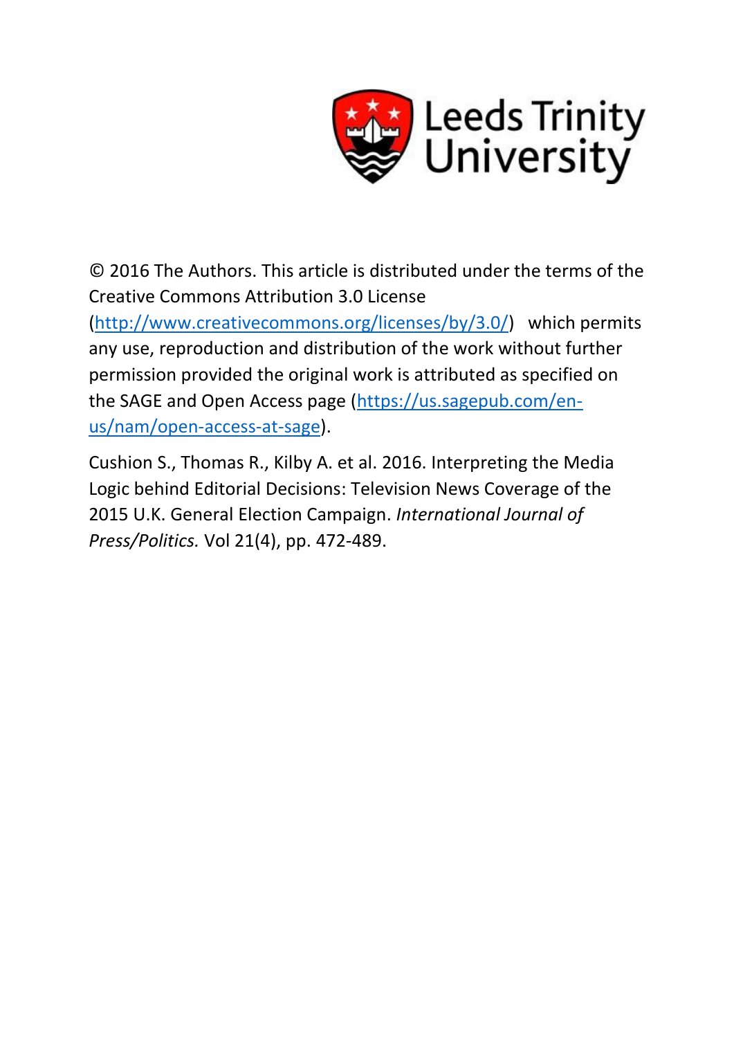Leeds Trinity University

© 2016 The Authors. This article is distributed under the terms of the Creative Commons Attribution 3.0 License (http://www.creativecommons.org/licenses/by/3.0/) which permits any use, reproduction and distribution of the work without further permission provided the original work is attributed as specified on the SAGE and Open Access page (https://us.sagepub.com/en-us/nam/open-access-at-sage).

Cushion S., Thomas R., Kilby A. et al. 2016. Interpreting the Media Logic behind Editorial Decisions: Television News Coverage of the 2015 U.K. General Election Campaign. *International Journal of Press/Politics.* Vol 21(4), pp. 472-489.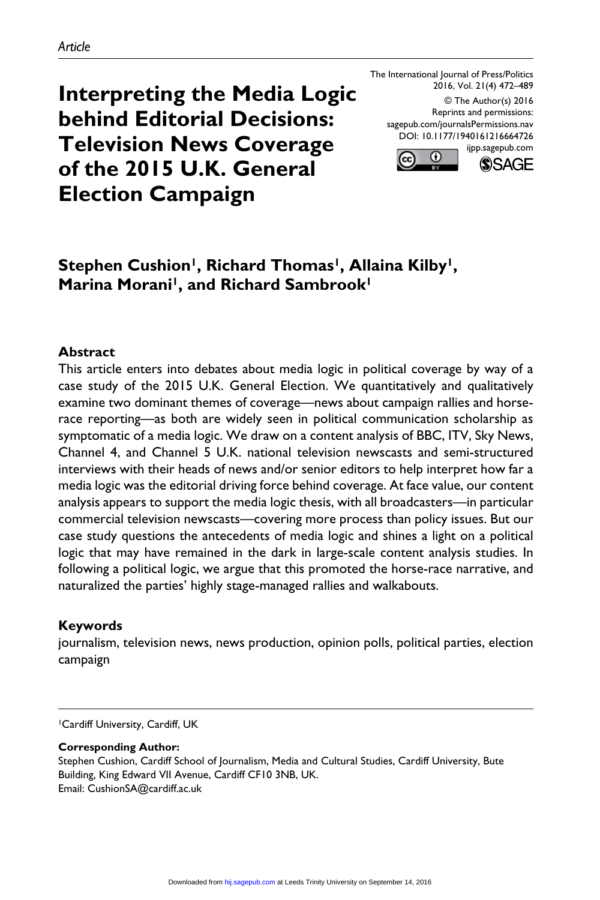*Article*

# Interpreting the Media Logic behind Editorial Decisions: Television News Coverage of the 2015 U.K. General Election Campaign

The International Journal of Press/Politics
2016, Vol. 21(4) 472–489
© The Author(s) 2016
Reprints and permissions:
sagepub.com/journalsPermissions.nav
DOI: 10.1177/1940161216664726
ijpp.sagepub.com

**Stephen Cushion[1], Richard Thomas[1], Allaina Kilby[1], Marina Morani[1], and Richard Sambrook[1]**

## Abstract

This article enters into debates about media logic in political coverage by way of a case study of the 2015 U.K. General Election. We quantitatively and qualitatively examine two dominant themes of coverage—news about campaign rallies and horse-race reporting—as both are widely seen in political communication scholarship as symptomatic of a media logic. We draw on a content analysis of BBC, ITV, Sky News, Channel 4, and Channel 5 U.K. national television newscasts and semi-structured interviews with their heads of news and/or senior editors to help interpret how far a media logic was the editorial driving force behind coverage. At face value, our content analysis appears to support the media logic thesis, with all broadcasters—in particular commercial television newscasts—covering more process than policy issues. But our case study questions the antecedents of media logic and shines a light on a political logic that may have remained in the dark in large-scale content analysis studies. In following a political logic, we argue that this promoted the horse-race narrative, and naturalized the parties' highly stage-managed rallies and walkabouts.

## Keywords

journalism, television news, news production, opinion polls, political parties, election campaign

[1]Cardiff University, Cardiff, UK

**Corresponding Author:**
Stephen Cushion, Cardiff School of Journalism, Media and Cultural Studies, Cardiff University, Bute Building, King Edward VII Avenue, Cardiff CF10 3NB, UK.
Email: CushionSA@cardiff.ac.uk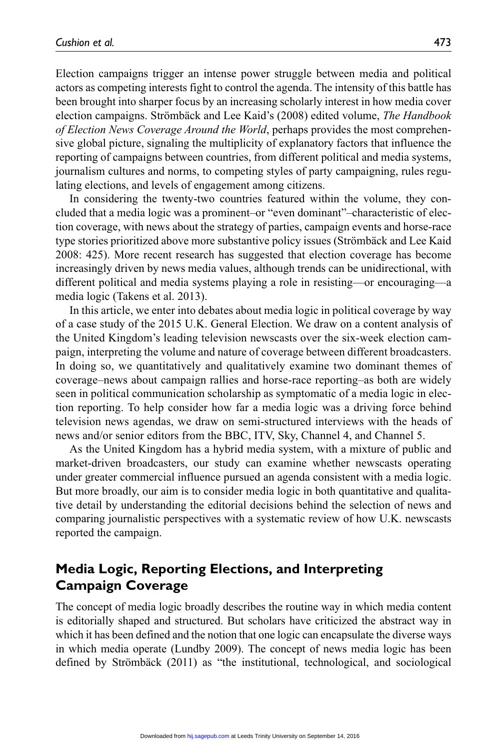Election campaigns trigger an intense power struggle between media and political actors as competing interests fight to control the agenda. The intensity of this battle has been brought into sharper focus by an increasing scholarly interest in how media cover election campaigns. Strömbäck and Lee Kaid's (2008) edited volume, *The Handbook of Election News Coverage Around the World*, perhaps provides the most comprehensive global picture, signaling the multiplicity of explanatory factors that influence the reporting of campaigns between countries, from different political and media systems, journalism cultures and norms, to competing styles of party campaigning, rules regulating elections, and levels of engagement among citizens.

In considering the twenty-two countries featured within the volume, they concluded that a media logic was a prominent–or "even dominant"–characteristic of election coverage, with news about the strategy of parties, campaign events and horse-race type stories prioritized above more substantive policy issues (Strömbäck and Lee Kaid 2008: 425). More recent research has suggested that election coverage has become increasingly driven by news media values, although trends can be unidirectional, with different political and media systems playing a role in resisting—or encouraging—a media logic (Takens et al. 2013).

In this article, we enter into debates about media logic in political coverage by way of a case study of the 2015 U.K. General Election. We draw on a content analysis of the United Kingdom's leading television newscasts over the six-week election campaign, interpreting the volume and nature of coverage between different broadcasters. In doing so, we quantitatively and qualitatively examine two dominant themes of coverage–news about campaign rallies and horse-race reporting–as both are widely seen in political communication scholarship as symptomatic of a media logic in election reporting. To help consider how far a media logic was a driving force behind television news agendas, we draw on semi-structured interviews with the heads of news and/or senior editors from the BBC, ITV, Sky, Channel 4, and Channel 5.

As the United Kingdom has a hybrid media system, with a mixture of public and market-driven broadcasters, our study can examine whether newscasts operating under greater commercial influence pursued an agenda consistent with a media logic. But more broadly, our aim is to consider media logic in both quantitative and qualitative detail by understanding the editorial decisions behind the selection of news and comparing journalistic perspectives with a systematic review of how U.K. newscasts reported the campaign.

## Media Logic, Reporting Elections, and Interpreting Campaign Coverage

The concept of media logic broadly describes the routine way in which media content is editorially shaped and structured. But scholars have criticized the abstract way in which it has been defined and the notion that one logic can encapsulate the diverse ways in which media operate (Lundby 2009). The concept of news media logic has been defined by Strömbäck (2011) as "the institutional, technological, and sociological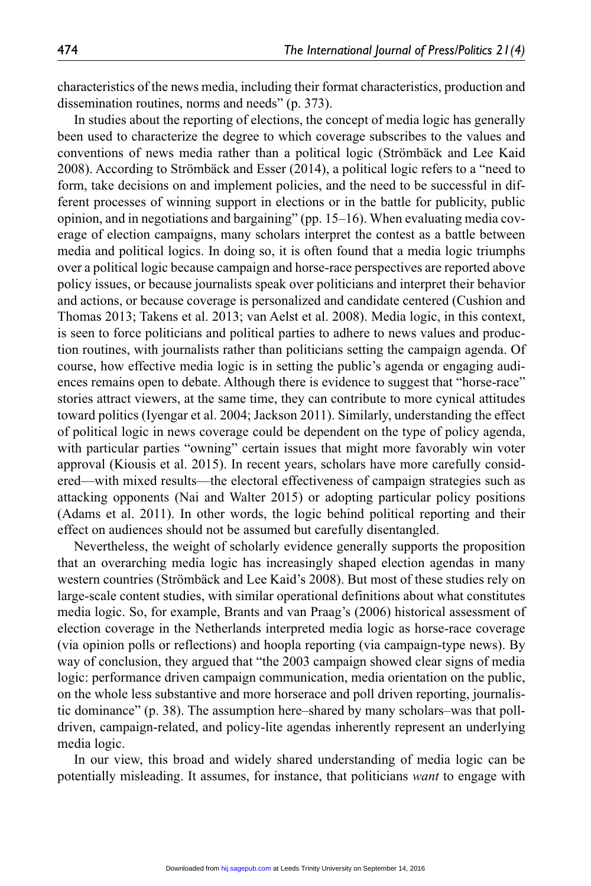characteristics of the news media, including their format characteristics, production and dissemination routines, norms and needs" (p. 373).

In studies about the reporting of elections, the concept of media logic has generally been used to characterize the degree to which coverage subscribes to the values and conventions of news media rather than a political logic (Strömbäck and Lee Kaid 2008). According to Strömbäck and Esser (2014), a political logic refers to a "need to form, take decisions on and implement policies, and the need to be successful in different processes of winning support in elections or in the battle for publicity, public opinion, and in negotiations and bargaining" (pp. 15–16). When evaluating media coverage of election campaigns, many scholars interpret the contest as a battle between media and political logics. In doing so, it is often found that a media logic triumphs over a political logic because campaign and horse-race perspectives are reported above policy issues, or because journalists speak over politicians and interpret their behavior and actions, or because coverage is personalized and candidate centered (Cushion and Thomas 2013; Takens et al. 2013; van Aelst et al. 2008). Media logic, in this context, is seen to force politicians and political parties to adhere to news values and production routines, with journalists rather than politicians setting the campaign agenda. Of course, how effective media logic is in setting the public's agenda or engaging audiences remains open to debate. Although there is evidence to suggest that "horse-race" stories attract viewers, at the same time, they can contribute to more cynical attitudes toward politics (Iyengar et al. 2004; Jackson 2011). Similarly, understanding the effect of political logic in news coverage could be dependent on the type of policy agenda, with particular parties "owning" certain issues that might more favorably win voter approval (Kiousis et al. 2015). In recent years, scholars have more carefully considered—with mixed results—the electoral effectiveness of campaign strategies such as attacking opponents (Nai and Walter 2015) or adopting particular policy positions (Adams et al. 2011). In other words, the logic behind political reporting and their effect on audiences should not be assumed but carefully disentangled.

Nevertheless, the weight of scholarly evidence generally supports the proposition that an overarching media logic has increasingly shaped election agendas in many western countries (Strömbäck and Lee Kaid's 2008). But most of these studies rely on large-scale content studies, with similar operational definitions about what constitutes media logic. So, for example, Brants and van Praag's (2006) historical assessment of election coverage in the Netherlands interpreted media logic as horse-race coverage (via opinion polls or reflections) and hoopla reporting (via campaign-type news). By way of conclusion, they argued that "the 2003 campaign showed clear signs of media logic: performance driven campaign communication, media orientation on the public, on the whole less substantive and more horserace and poll driven reporting, journalistic dominance" (p. 38). The assumption here–shared by many scholars–was that poll-driven, campaign-related, and policy-lite agendas inherently represent an underlying media logic.

In our view, this broad and widely shared understanding of media logic can be potentially misleading. It assumes, for instance, that politicians *want* to engage with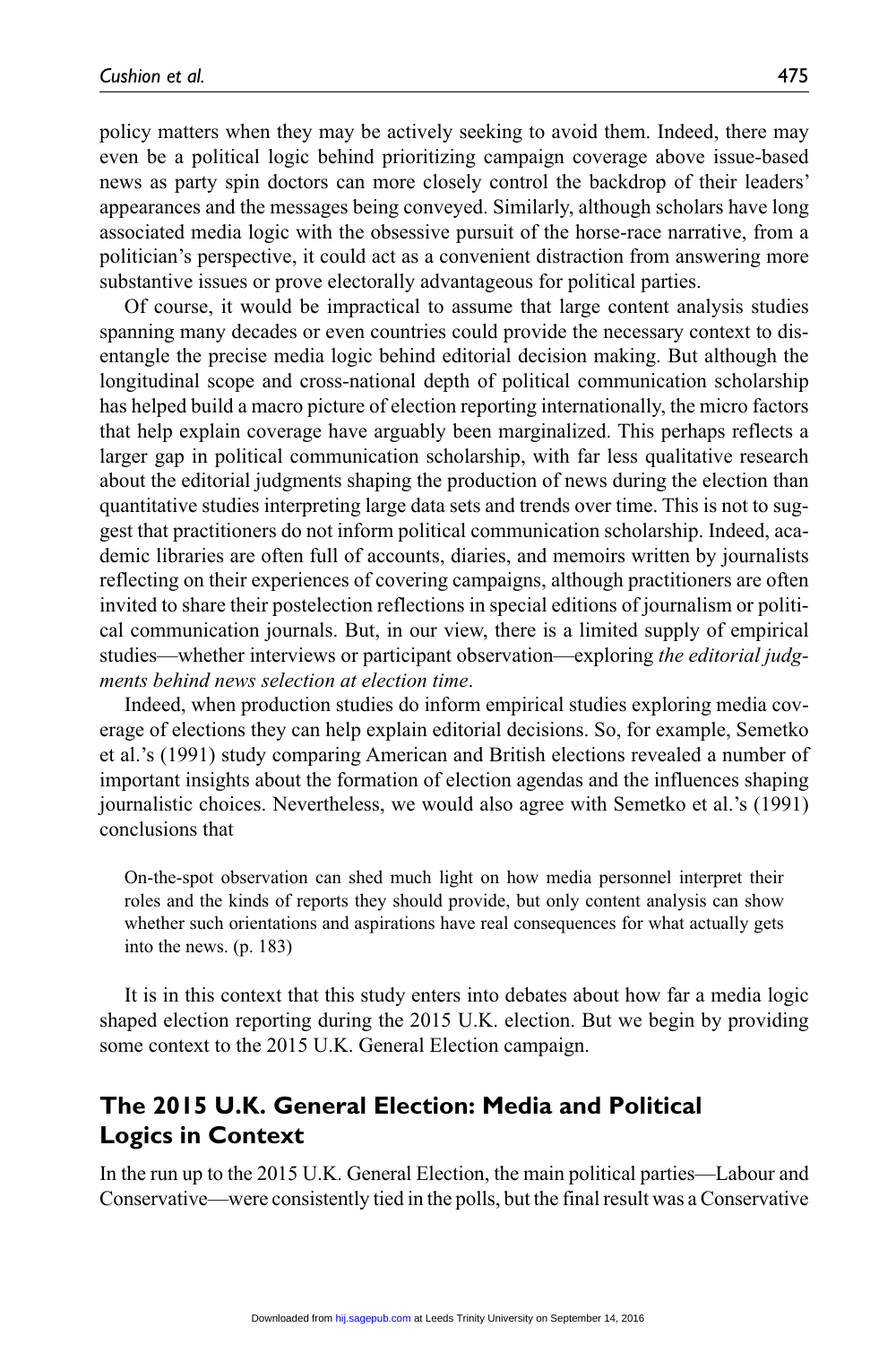policy matters when they may be actively seeking to avoid them. Indeed, there may even be a political logic behind prioritizing campaign coverage above issue-based news as party spin doctors can more closely control the backdrop of their leaders' appearances and the messages being conveyed. Similarly, although scholars have long associated media logic with the obsessive pursuit of the horse-race narrative, from a politician's perspective, it could act as a convenient distraction from answering more substantive issues or prove electorally advantageous for political parties.

Of course, it would be impractical to assume that large content analysis studies spanning many decades or even countries could provide the necessary context to disentangle the precise media logic behind editorial decision making. But although the longitudinal scope and cross-national depth of political communication scholarship has helped build a macro picture of election reporting internationally, the micro factors that help explain coverage have arguably been marginalized. This perhaps reflects a larger gap in political communication scholarship, with far less qualitative research about the editorial judgments shaping the production of news during the election than quantitative studies interpreting large data sets and trends over time. This is not to suggest that practitioners do not inform political communication scholarship. Indeed, academic libraries are often full of accounts, diaries, and memoirs written by journalists reflecting on their experiences of covering campaigns, although practitioners are often invited to share their postelection reflections in special editions of journalism or political communication journals. But, in our view, there is a limited supply of empirical studies—whether interviews or participant observation—exploring *the editorial judgments behind news selection at election time*.

Indeed, when production studies do inform empirical studies exploring media coverage of elections they can help explain editorial decisions. So, for example, Semetko et al.'s (1991) study comparing American and British elections revealed a number of important insights about the formation of election agendas and the influences shaping journalistic choices. Nevertheless, we would also agree with Semetko et al.'s (1991) conclusions that

> On-the-spot observation can shed much light on how media personnel interpret their roles and the kinds of reports they should provide, but only content analysis can show whether such orientations and aspirations have real consequences for what actually gets into the news. (p. 183)

It is in this context that this study enters into debates about how far a media logic shaped election reporting during the 2015 U.K. election. But we begin by providing some context to the 2015 U.K. General Election campaign.

## The 2015 U.K. General Election: Media and Political Logics in Context

In the run up to the 2015 U.K. General Election, the main political parties—Labour and Conservative—were consistently tied in the polls, but the final result was a Conservative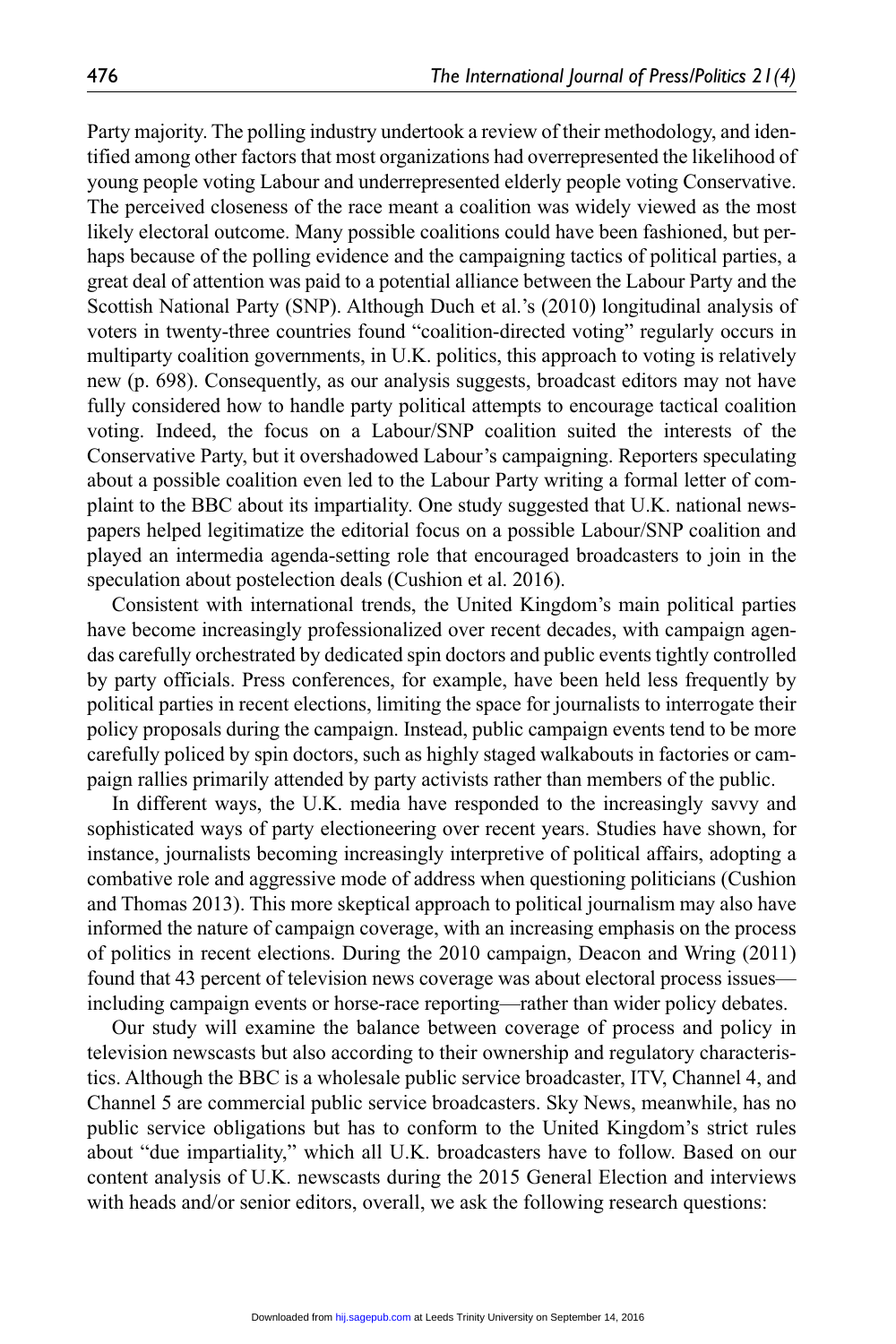Party majority. The polling industry undertook a review of their methodology, and identified among other factors that most organizations had overrepresented the likelihood of young people voting Labour and underrepresented elderly people voting Conservative. The perceived closeness of the race meant a coalition was widely viewed as the most likely electoral outcome. Many possible coalitions could have been fashioned, but perhaps because of the polling evidence and the campaigning tactics of political parties, a great deal of attention was paid to a potential alliance between the Labour Party and the Scottish National Party (SNP). Although Duch et al.'s (2010) longitudinal analysis of voters in twenty-three countries found "coalition-directed voting" regularly occurs in multiparty coalition governments, in U.K. politics, this approach to voting is relatively new (p. 698). Consequently, as our analysis suggests, broadcast editors may not have fully considered how to handle party political attempts to encourage tactical coalition voting. Indeed, the focus on a Labour/SNP coalition suited the interests of the Conservative Party, but it overshadowed Labour's campaigning. Reporters speculating about a possible coalition even led to the Labour Party writing a formal letter of complaint to the BBC about its impartiality. One study suggested that U.K. national newspapers helped legitimatize the editorial focus on a possible Labour/SNP coalition and played an intermedia agenda-setting role that encouraged broadcasters to join in the speculation about postelection deals (Cushion et al. 2016).

Consistent with international trends, the United Kingdom's main political parties have become increasingly professionalized over recent decades, with campaign agendas carefully orchestrated by dedicated spin doctors and public events tightly controlled by party officials. Press conferences, for example, have been held less frequently by political parties in recent elections, limiting the space for journalists to interrogate their policy proposals during the campaign. Instead, public campaign events tend to be more carefully policed by spin doctors, such as highly staged walkabouts in factories or campaign rallies primarily attended by party activists rather than members of the public.

In different ways, the U.K. media have responded to the increasingly savvy and sophisticated ways of party electioneering over recent years. Studies have shown, for instance, journalists becoming increasingly interpretive of political affairs, adopting a combative role and aggressive mode of address when questioning politicians (Cushion and Thomas 2013). This more skeptical approach to political journalism may also have informed the nature of campaign coverage, with an increasing emphasis on the process of politics in recent elections. During the 2010 campaign, Deacon and Wring (2011) found that 43 percent of television news coverage was about electoral process issues—including campaign events or horse-race reporting—rather than wider policy debates.

Our study will examine the balance between coverage of process and policy in television newscasts but also according to their ownership and regulatory characteristics. Although the BBC is a wholesale public service broadcaster, ITV, Channel 4, and Channel 5 are commercial public service broadcasters. Sky News, meanwhile, has no public service obligations but has to conform to the United Kingdom's strict rules about "due impartiality," which all U.K. broadcasters have to follow. Based on our content analysis of U.K. newscasts during the 2015 General Election and interviews with heads and/or senior editors, overall, we ask the following research questions: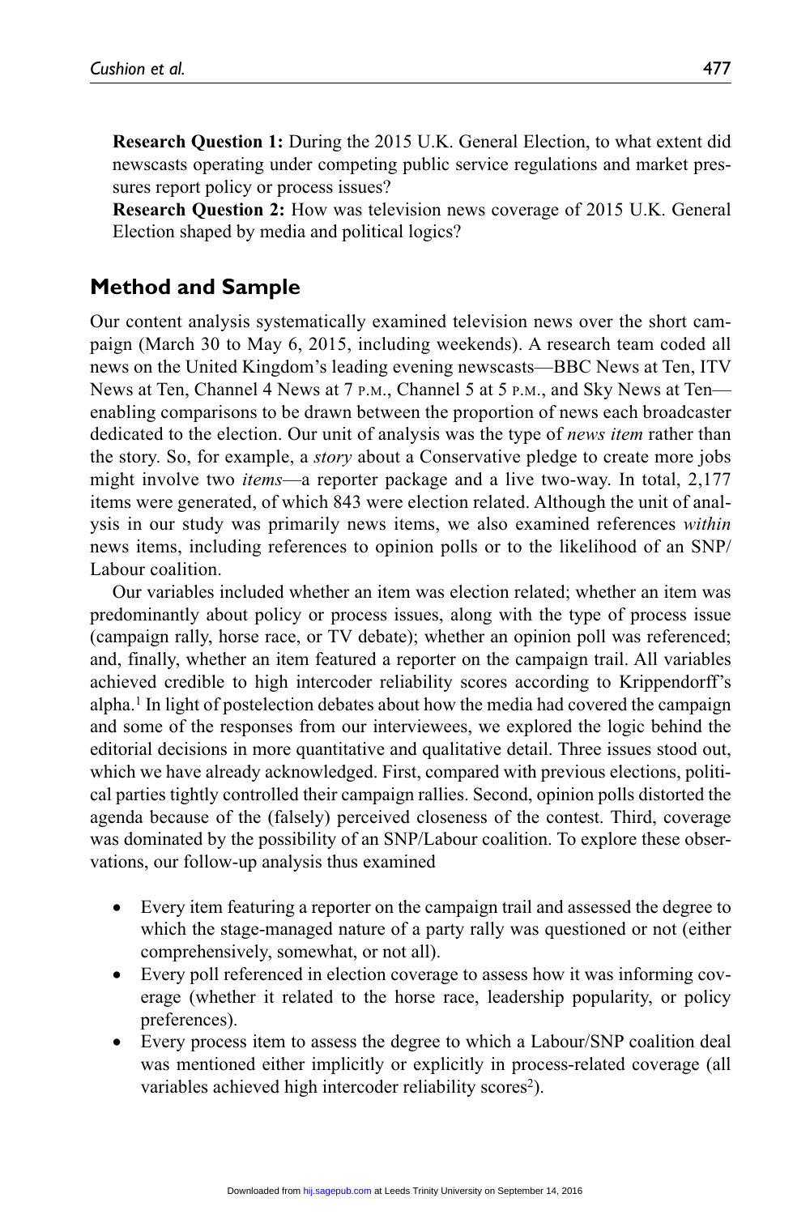**Research Question 1:** During the 2015 U.K. General Election, to what extent did newscasts operating under competing public service regulations and market pressures report policy or process issues?

**Research Question 2:** How was television news coverage of 2015 U.K. General Election shaped by media and political logics?

## Method and Sample

Our content analysis systematically examined television news over the short campaign (March 30 to May 6, 2015, including weekends). A research team coded all news on the United Kingdom's leading evening newscasts—BBC News at Ten, ITV News at Ten, Channel 4 News at 7 P.M., Channel 5 at 5 P.M., and Sky News at Ten—enabling comparisons to be drawn between the proportion of news each broadcaster dedicated to the election. Our unit of analysis was the type of *news item* rather than the story. So, for example, a *story* about a Conservative pledge to create more jobs might involve two *items*—a reporter package and a live two-way. In total, 2,177 items were generated, of which 843 were election related. Although the unit of analysis in our study was primarily news items, we also examined references *within* news items, including references to opinion polls or to the likelihood of an SNP/Labour coalition.

Our variables included whether an item was election related; whether an item was predominantly about policy or process issues, along with the type of process issue (campaign rally, horse race, or TV debate); whether an opinion poll was referenced; and, finally, whether an item featured a reporter on the campaign trail. All variables achieved credible to high intercoder reliability scores according to Krippendorff's alpha.[1] In light of postelection debates about how the media had covered the campaign and some of the responses from our interviewees, we explored the logic behind the editorial decisions in more quantitative and qualitative detail. Three issues stood out, which we have already acknowledged. First, compared with previous elections, political parties tightly controlled their campaign rallies. Second, opinion polls distorted the agenda because of the (falsely) perceived closeness of the contest. Third, coverage was dominated by the possibility of an SNP/Labour coalition. To explore these observations, our follow-up analysis thus examined

- Every item featuring a reporter on the campaign trail and assessed the degree to which the stage-managed nature of a party rally was questioned or not (either comprehensively, somewhat, or not all).
- Every poll referenced in election coverage to assess how it was informing coverage (whether it related to the horse race, leadership popularity, or policy preferences).
- Every process item to assess the degree to which a Labour/SNP coalition deal was mentioned either implicitly or explicitly in process-related coverage (all variables achieved high intercoder reliability scores[2]).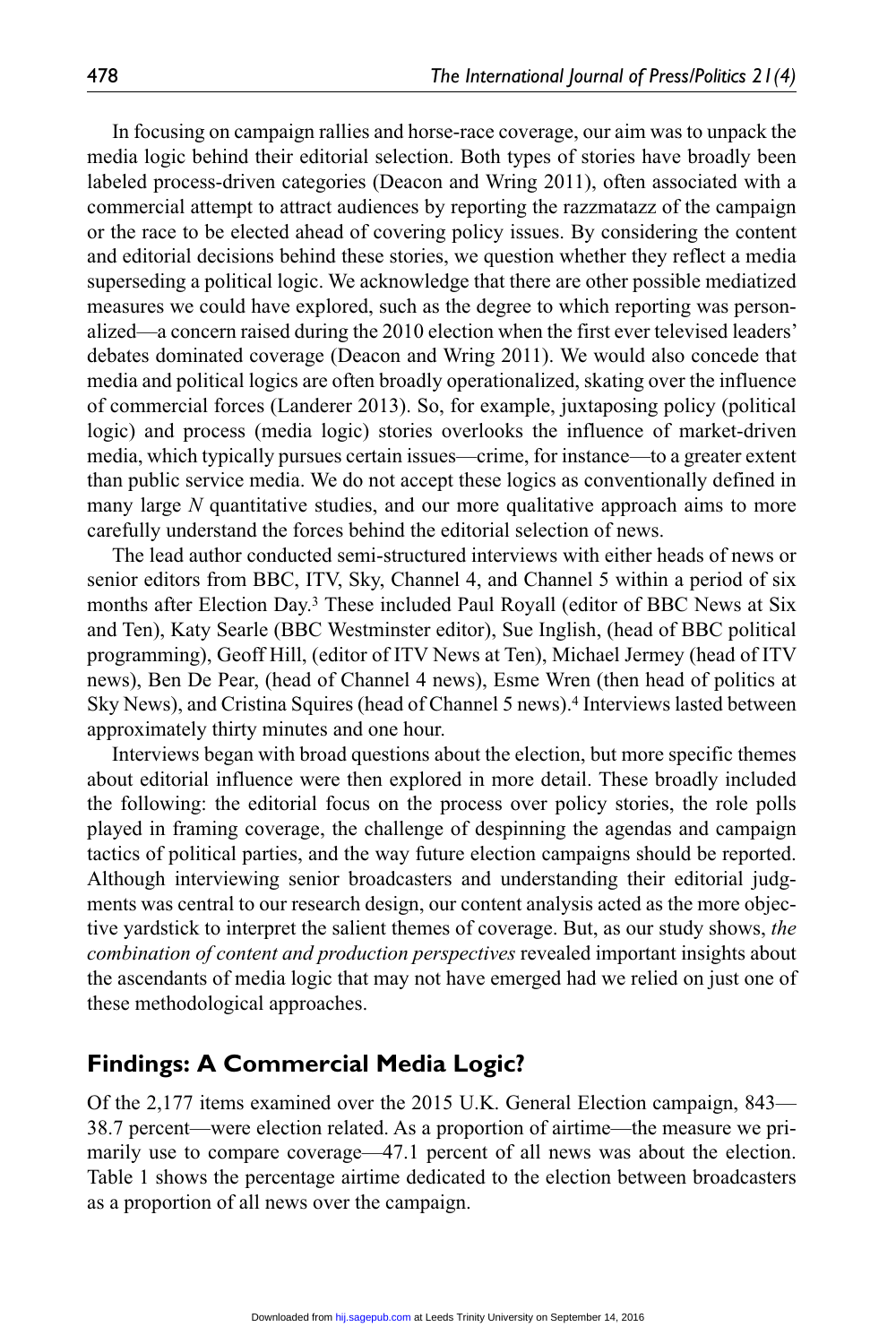In focusing on campaign rallies and horse-race coverage, our aim was to unpack the media logic behind their editorial selection. Both types of stories have broadly been labeled process-driven categories (Deacon and Wring 2011), often associated with a commercial attempt to attract audiences by reporting the razzmatazz of the campaign or the race to be elected ahead of covering policy issues. By considering the content and editorial decisions behind these stories, we question whether they reflect a media superseding a political logic. We acknowledge that there are other possible mediatized measures we could have explored, such as the degree to which reporting was personalized—a concern raised during the 2010 election when the first ever televised leaders' debates dominated coverage (Deacon and Wring 2011). We would also concede that media and political logics are often broadly operationalized, skating over the influence of commercial forces (Landerer 2013). So, for example, juxtaposing policy (political logic) and process (media logic) stories overlooks the influence of market-driven media, which typically pursues certain issues—crime, for instance—to a greater extent than public service media. We do not accept these logics as conventionally defined in many large *N* quantitative studies, and our more qualitative approach aims to more carefully understand the forces behind the editorial selection of news.

The lead author conducted semi-structured interviews with either heads of news or senior editors from BBC, ITV, Sky, Channel 4, and Channel 5 within a period of six months after Election Day.[3] These included Paul Royall (editor of BBC News at Six and Ten), Katy Searle (BBC Westminster editor), Sue Inglish, (head of BBC political programming), Geoff Hill, (editor of ITV News at Ten), Michael Jermey (head of ITV news), Ben De Pear, (head of Channel 4 news), Esme Wren (then head of politics at Sky News), and Cristina Squires (head of Channel 5 news).[4] Interviews lasted between approximately thirty minutes and one hour.

Interviews began with broad questions about the election, but more specific themes about editorial influence were then explored in more detail. These broadly included the following: the editorial focus on the process over policy stories, the role polls played in framing coverage, the challenge of despinning the agendas and campaign tactics of political parties, and the way future election campaigns should be reported. Although interviewing senior broadcasters and understanding their editorial judgments was central to our research design, our content analysis acted as the more objective yardstick to interpret the salient themes of coverage. But, as our study shows, *the combination of content and production perspectives* revealed important insights about the ascendants of media logic that may not have emerged had we relied on just one of these methodological approaches.

## Findings: A Commercial Media Logic?

Of the 2,177 items examined over the 2015 U.K. General Election campaign, 843—38.7 percent—were election related. As a proportion of airtime—the measure we primarily use to compare coverage—47.1 percent of all news was about the election. Table 1 shows the percentage airtime dedicated to the election between broadcasters as a proportion of all news over the campaign.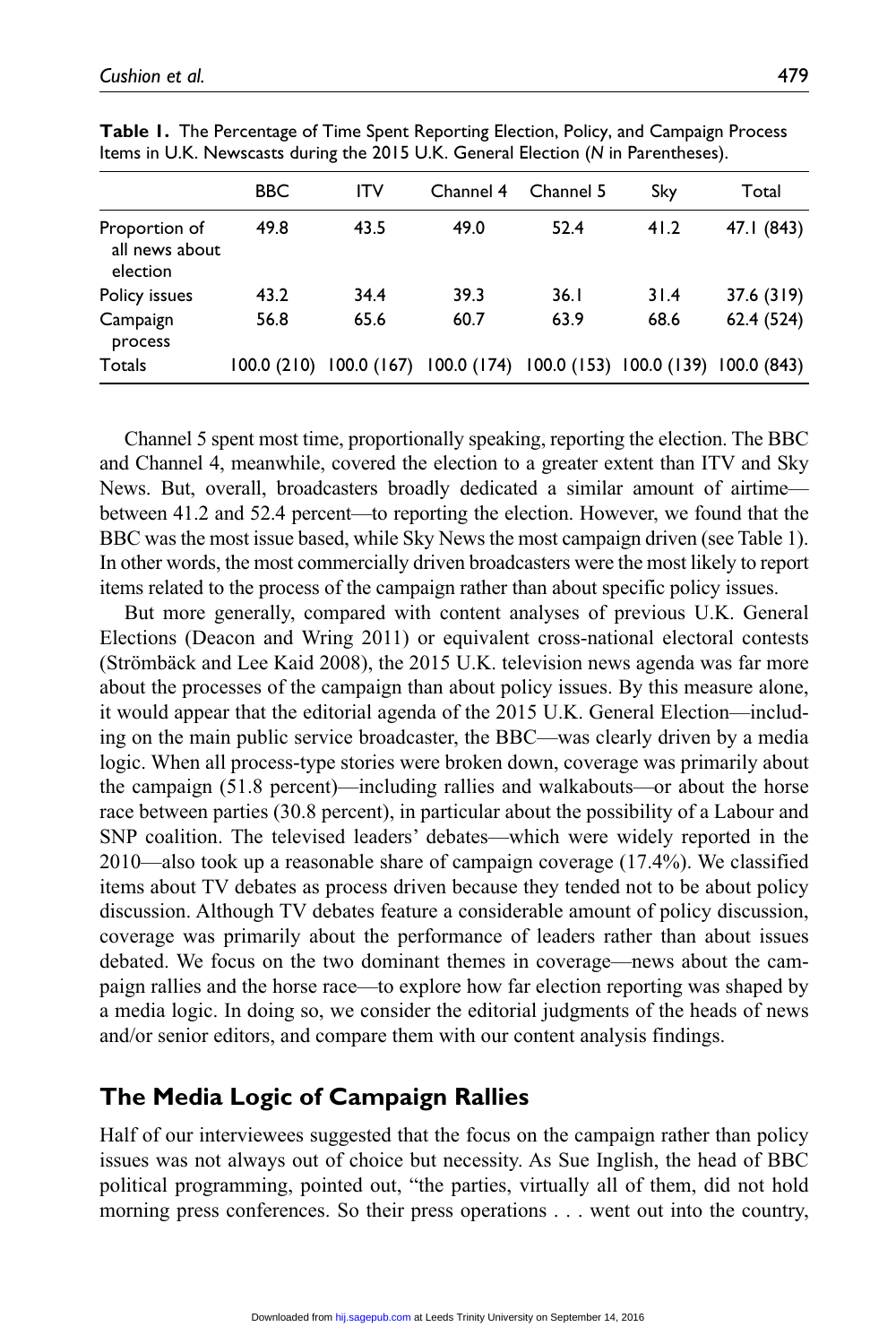**Table 1.** The Percentage of Time Spent Reporting Election, Policy, and Campaign Process Items in U.K. Newscasts during the 2015 U.K. General Election (*N* in Parentheses).

| | BBC | ITV | Channel 4 | Channel 5 | Sky | Total |
|---|---|---|---|---|---|---|
| Proportion of all news about election | 49.8 | 43.5 | 49.0 | 52.4 | 41.2 | 47.1 (843) |
| Policy issues | 43.2 | 34.4 | 39.3 | 36.1 | 31.4 | 37.6 (319) |
| Campaign process | 56.8 | 65.6 | 60.7 | 63.9 | 68.6 | 62.4 (524) |
| Totals | 100.0 (210) | 100.0 (167) | 100.0 (174) | 100.0 (153) | 100.0 (139) | 100.0 (843) |

Channel 5 spent most time, proportionally speaking, reporting the election. The BBC and Channel 4, meanwhile, covered the election to a greater extent than ITV and Sky News. But, overall, broadcasters broadly dedicated a similar amount of airtime—between 41.2 and 52.4 percent—to reporting the election. However, we found that the BBC was the most issue based, while Sky News the most campaign driven (see Table 1). In other words, the most commercially driven broadcasters were the most likely to report items related to the process of the campaign rather than about specific policy issues.

But more generally, compared with content analyses of previous U.K. General Elections (Deacon and Wring 2011) or equivalent cross-national electoral contests (Strömbäck and Lee Kaid 2008), the 2015 U.K. television news agenda was far more about the processes of the campaign than about policy issues. By this measure alone, it would appear that the editorial agenda of the 2015 U.K. General Election—including on the main public service broadcaster, the BBC—was clearly driven by a media logic. When all process-type stories were broken down, coverage was primarily about the campaign (51.8 percent)—including rallies and walkabouts—or about the horse race between parties (30.8 percent), in particular about the possibility of a Labour and SNP coalition. The televised leaders' debates—which were widely reported in the 2010—also took up a reasonable share of campaign coverage (17.4%). We classified items about TV debates as process driven because they tended not to be about policy discussion. Although TV debates feature a considerable amount of policy discussion, coverage was primarily about the performance of leaders rather than about issues debated. We focus on the two dominant themes in coverage—news about the campaign rallies and the horse race—to explore how far election reporting was shaped by a media logic. In doing so, we consider the editorial judgments of the heads of news and/or senior editors, and compare them with our content analysis findings.

## The Media Logic of Campaign Rallies

Half of our interviewees suggested that the focus on the campaign rather than policy issues was not always out of choice but necessity. As Sue Inglish, the head of BBC political programming, pointed out, "the parties, virtually all of them, did not hold morning press conferences. So their press operations . . . went out into the country,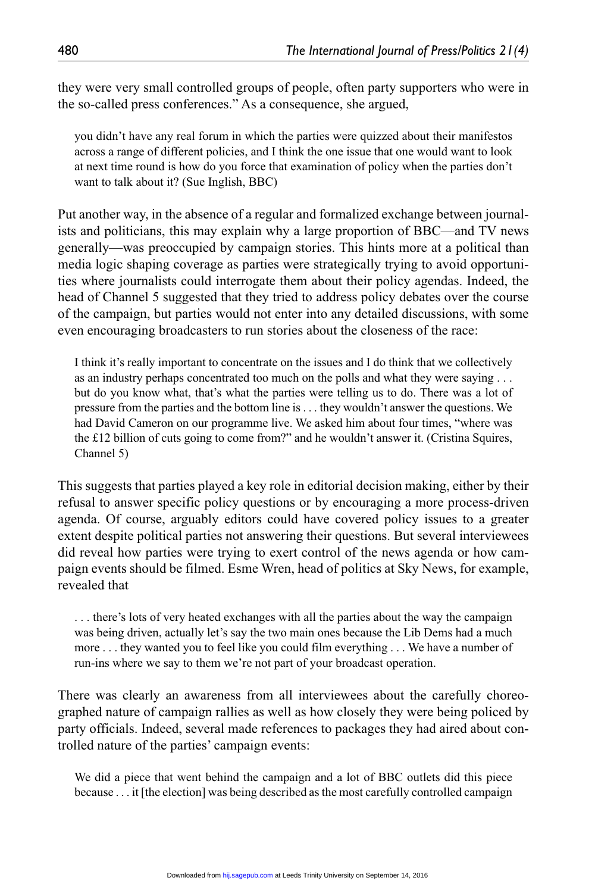they were very small controlled groups of people, often party supporters who were in the so-called press conferences." As a consequence, she argued,

> you didn't have any real forum in which the parties were quizzed about their manifestos across a range of different policies, and I think the one issue that one would want to look at next time round is how do you force that examination of policy when the parties don't want to talk about it? (Sue Inglish, BBC)

Put another way, in the absence of a regular and formalized exchange between journalists and politicians, this may explain why a large proportion of BBC—and TV news generally—was preoccupied by campaign stories. This hints more at a political than media logic shaping coverage as parties were strategically trying to avoid opportunities where journalists could interrogate them about their policy agendas. Indeed, the head of Channel 5 suggested that they tried to address policy debates over the course of the campaign, but parties would not enter into any detailed discussions, with some even encouraging broadcasters to run stories about the closeness of the race:

> I think it's really important to concentrate on the issues and I do think that we collectively as an industry perhaps concentrated too much on the polls and what they were saying . . . but do you know what, that's what the parties were telling us to do. There was a lot of pressure from the parties and the bottom line is . . . they wouldn't answer the questions. We had David Cameron on our programme live. We asked him about four times, "where was the £12 billion of cuts going to come from?" and he wouldn't answer it. (Cristina Squires, Channel 5)

This suggests that parties played a key role in editorial decision making, either by their refusal to answer specific policy questions or by encouraging a more process-driven agenda. Of course, arguably editors could have covered policy issues to a greater extent despite political parties not answering their questions. But several interviewees did reveal how parties were trying to exert control of the news agenda or how campaign events should be filmed. Esme Wren, head of politics at Sky News, for example, revealed that

> . . . there's lots of very heated exchanges with all the parties about the way the campaign was being driven, actually let's say the two main ones because the Lib Dems had a much more . . . they wanted you to feel like you could film everything . . . We have a number of run-ins where we say to them we're not part of your broadcast operation.

There was clearly an awareness from all interviewees about the carefully choreographed nature of campaign rallies as well as how closely they were being policed by party officials. Indeed, several made references to packages they had aired about controlled nature of the parties' campaign events:

> We did a piece that went behind the campaign and a lot of BBC outlets did this piece because . . . it [the election] was being described as the most carefully controlled campaign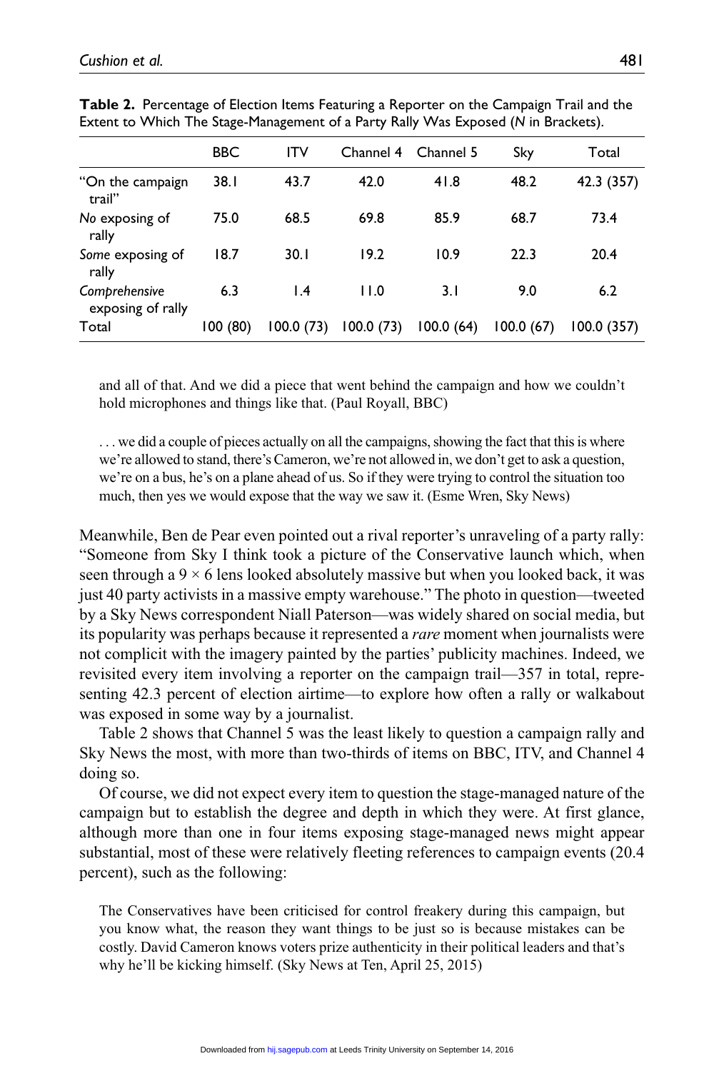**Table 2.** Percentage of Election Items Featuring a Reporter on the Campaign Trail and the Extent to Which The Stage-Management of a Party Rally Was Exposed (*N* in Brackets).

| | BBC | ITV | Channel 4 | Channel 5 | Sky | Total |
|---|---|---|---|---|---|---|
| "On the campaign trail" | 38.1 | 43.7 | 42.0 | 41.8 | 48.2 | 42.3 (357) |
| *No* exposing of rally | 75.0 | 68.5 | 69.8 | 85.9 | 68.7 | 73.4 |
| *Some* exposing of rally | 18.7 | 30.1 | 19.2 | 10.9 | 22.3 | 20.4 |
| *Comprehensive* exposing of rally | 6.3 | 1.4 | 11.0 | 3.1 | 9.0 | 6.2 |
| Total | 100 (80) | 100.0 (73) | 100.0 (73) | 100.0 (64) | 100.0 (67) | 100.0 (357) |

> and all of that. And we did a piece that went behind the campaign and how we couldn't hold microphones and things like that. (Paul Royall, BBC)

> . . . we did a couple of pieces actually on all the campaigns, showing the fact that this is where we're allowed to stand, there's Cameron, we're not allowed in, we don't get to ask a question, we're on a bus, he's on a plane ahead of us. So if they were trying to control the situation too much, then yes we would expose that the way we saw it. (Esme Wren, Sky News)

Meanwhile, Ben de Pear even pointed out a rival reporter's unraveling of a party rally: "Someone from Sky I think took a picture of the Conservative launch which, when seen through a $9 \times 6$ lens looked absolutely massive but when you looked back, it was just 40 party activists in a massive empty warehouse." The photo in question—tweeted by a Sky News correspondent Niall Paterson—was widely shared on social media, but its popularity was perhaps because it represented a *rare* moment when journalists were not complicit with the imagery painted by the parties' publicity machines. Indeed, we revisited every item involving a reporter on the campaign trail—357 in total, representing 42.3 percent of election airtime—to explore how often a rally or walkabout was exposed in some way by a journalist.

Table 2 shows that Channel 5 was the least likely to question a campaign rally and Sky News the most, with more than two-thirds of items on BBC, ITV, and Channel 4 doing so.

Of course, we did not expect every item to question the stage-managed nature of the campaign but to establish the degree and depth in which they were. At first glance, although more than one in four items exposing stage-managed news might appear substantial, most of these were relatively fleeting references to campaign events (20.4 percent), such as the following:

> The Conservatives have been criticised for control freakery during this campaign, but you know what, the reason they want things to be just so is because mistakes can be costly. David Cameron knows voters prize authenticity in their political leaders and that's why he'll be kicking himself. (Sky News at Ten, April 25, 2015)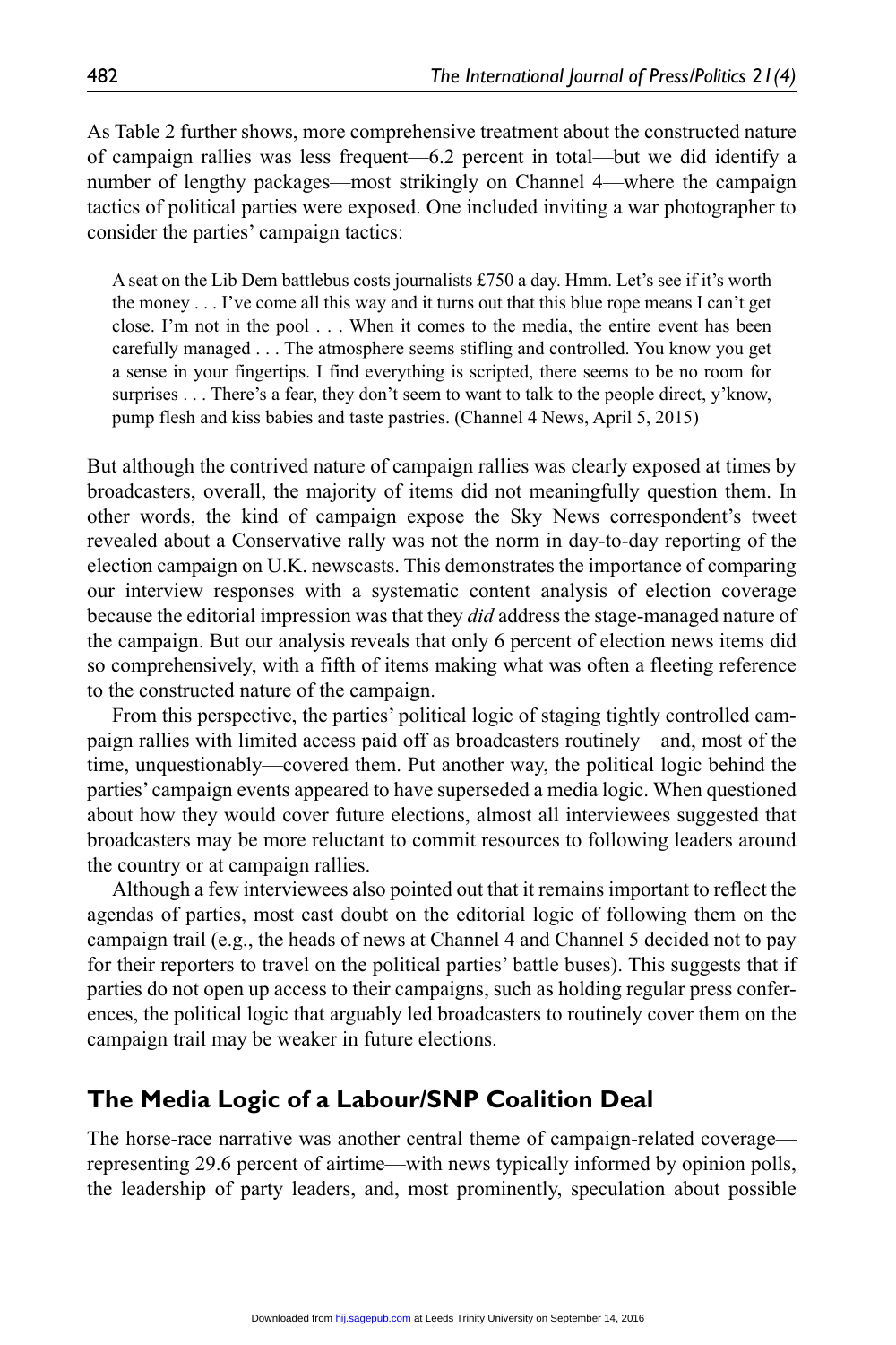As Table 2 further shows, more comprehensive treatment about the constructed nature of campaign rallies was less frequent—6.2 percent in total—but we did identify a number of lengthy packages—most strikingly on Channel 4—where the campaign tactics of political parties were exposed. One included inviting a war photographer to consider the parties' campaign tactics:

> A seat on the Lib Dem battlebus costs journalists £750 a day. Hmm. Let's see if it's worth the money . . . I've come all this way and it turns out that this blue rope means I can't get close. I'm not in the pool . . . When it comes to the media, the entire event has been carefully managed . . . The atmosphere seems stifling and controlled. You know you get a sense in your fingertips. I find everything is scripted, there seems to be no room for surprises . . . There's a fear, they don't seem to want to talk to the people direct, y'know, pump flesh and kiss babies and taste pastries. (Channel 4 News, April 5, 2015)

But although the contrived nature of campaign rallies was clearly exposed at times by broadcasters, overall, the majority of items did not meaningfully question them. In other words, the kind of campaign expose the Sky News correspondent's tweet revealed about a Conservative rally was not the norm in day-to-day reporting of the election campaign on U.K. newscasts. This demonstrates the importance of comparing our interview responses with a systematic content analysis of election coverage because the editorial impression was that they *did* address the stage-managed nature of the campaign. But our analysis reveals that only 6 percent of election news items did so comprehensively, with a fifth of items making what was often a fleeting reference to the constructed nature of the campaign.

From this perspective, the parties' political logic of staging tightly controlled campaign rallies with limited access paid off as broadcasters routinely—and, most of the time, unquestionably—covered them. Put another way, the political logic behind the parties' campaign events appeared to have superseded a media logic. When questioned about how they would cover future elections, almost all interviewees suggested that broadcasters may be more reluctant to commit resources to following leaders around the country or at campaign rallies.

Although a few interviewees also pointed out that it remains important to reflect the agendas of parties, most cast doubt on the editorial logic of following them on the campaign trail (e.g., the heads of news at Channel 4 and Channel 5 decided not to pay for their reporters to travel on the political parties' battle buses). This suggests that if parties do not open up access to their campaigns, such as holding regular press conferences, the political logic that arguably led broadcasters to routinely cover them on the campaign trail may be weaker in future elections.

## The Media Logic of a Labour/SNP Coalition Deal

The horse-race narrative was another central theme of campaign-related coverage—representing 29.6 percent of airtime—with news typically informed by opinion polls, the leadership of party leaders, and, most prominently, speculation about possible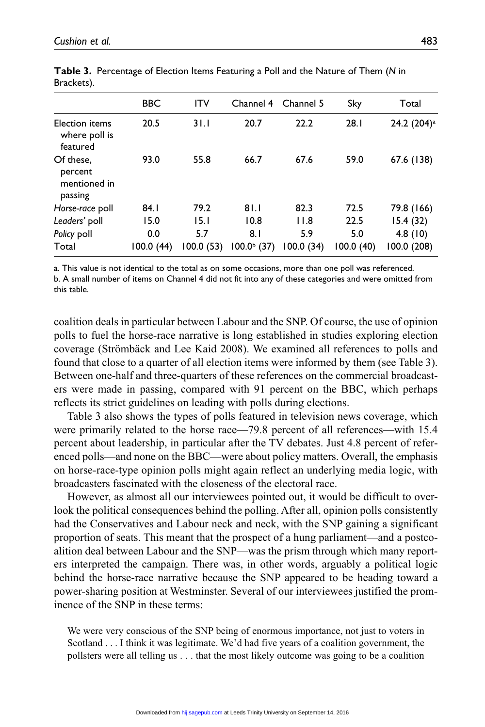**Table 3.** Percentage of Election Items Featuring a Poll and the Nature of Them (*N* in Brackets).

| | BBC | ITV | Channel 4 | Channel 5 | Sky | Total |
|---|---|---|---|---|---|---|
| Election items where poll is featured | 20.5 | 31.1 | 20.7 | 22.2 | 28.1 | 24.2 (204)[a] |
| Of these, percent mentioned in passing | 93.0 | 55.8 | 66.7 | 67.6 | 59.0 | 67.6 (138) |
| *Horse-race* poll | 84.1 | 79.2 | 81.1 | 82.3 | 72.5 | 79.8 (166) |
| *Leaders'* poll | 15.0 | 15.1 | 10.8 | 11.8 | 22.5 | 15.4 (32) |
| *Policy* poll | 0.0 | 5.7 | 8.1 | 5.9 | 5.0 | 4.8 (10) |
| Total | 100.0 (44) | 100.0 (53) | 100.0[b] (37) | 100.0 (34) | 100.0 (40) | 100.0 (208) |

a. This value is not identical to the total as on some occasions, more than one poll was referenced.
b. A small number of items on Channel 4 did not fit into any of these categories and were omitted from this table.

coalition deals in particular between Labour and the SNP. Of course, the use of opinion polls to fuel the horse-race narrative is long established in studies exploring election coverage (Strömbäck and Lee Kaid 2008). We examined all references to polls and found that close to a quarter of all election items were informed by them (see Table 3). Between one-half and three-quarters of these references on the commercial broadcasters were made in passing, compared with 91 percent on the BBC, which perhaps reflects its strict guidelines on leading with polls during elections.

Table 3 also shows the types of polls featured in television news coverage, which were primarily related to the horse race—79.8 percent of all references—with 15.4 percent about leadership, in particular after the TV debates. Just 4.8 percent of referenced polls—and none on the BBC—were about policy matters. Overall, the emphasis on horse-race-type opinion polls might again reflect an underlying media logic, with broadcasters fascinated with the closeness of the electoral race.

However, as almost all our interviewees pointed out, it would be difficult to overlook the political consequences behind the polling. After all, opinion polls consistently had the Conservatives and Labour neck and neck, with the SNP gaining a significant proportion of seats. This meant that the prospect of a hung parliament—and a postcoalition deal between Labour and the SNP—was the prism through which many reporters interpreted the campaign. There was, in other words, arguably a political logic behind the horse-race narrative because the SNP appeared to be heading toward a power-sharing position at Westminster. Several of our interviewees justified the prominence of the SNP in these terms:

> We were very conscious of the SNP being of enormous importance, not just to voters in Scotland . . . I think it was legitimate. We'd had five years of a coalition government, the pollsters were all telling us . . . that the most likely outcome was going to be a coalition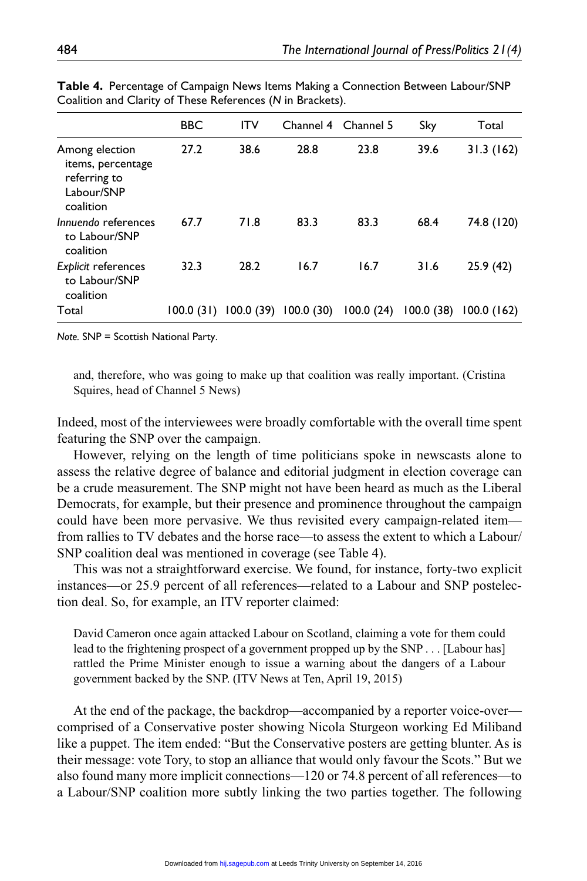**Table 4.** Percentage of Campaign News Items Making a Connection Between Labour/SNP Coalition and Clarity of These References (*N* in Brackets).

| | BBC | ITV | Channel 4 | Channel 5 | Sky | Total |
|---|---|---|---|---|---|---|
| Among election items, percentage referring to Labour/SNP coalition | 27.2 | 38.6 | 28.8 | 23.8 | 39.6 | 31.3 (162) |
| *Innuendo* references to Labour/SNP coalition | 67.7 | 71.8 | 83.3 | 83.3 | 68.4 | 74.8 (120) |
| *Explicit* references to Labour/SNP coalition | 32.3 | 28.2 | 16.7 | 16.7 | 31.6 | 25.9 (42) |
| Total | 100.0 (31) | 100.0 (39) | 100.0 (30) | 100.0 (24) | 100.0 (38) | 100.0 (162) |

*Note.* SNP = Scottish National Party.

> and, therefore, who was going to make up that coalition was really important. (Cristina Squires, head of Channel 5 News)

Indeed, most of the interviewees were broadly comfortable with the overall time spent featuring the SNP over the campaign.

However, relying on the length of time politicians spoke in newscasts alone to assess the relative degree of balance and editorial judgment in election coverage can be a crude measurement. The SNP might not have been heard as much as the Liberal Democrats, for example, but their presence and prominence throughout the campaign could have been more pervasive. We thus revisited every campaign-related item—from rallies to TV debates and the horse race—to assess the extent to which a Labour/SNP coalition deal was mentioned in coverage (see Table 4).

This was not a straightforward exercise. We found, for instance, forty-two explicit instances—or 25.9 percent of all references—related to a Labour and SNP postelection deal. So, for example, an ITV reporter claimed:

> David Cameron once again attacked Labour on Scotland, claiming a vote for them could lead to the frightening prospect of a government propped up by the SNP . . . [Labour has] rattled the Prime Minister enough to issue a warning about the dangers of a Labour government backed by the SNP. (ITV News at Ten, April 19, 2015)

At the end of the package, the backdrop—accompanied by a reporter voice-over—comprised of a Conservative poster showing Nicola Sturgeon working Ed Miliband like a puppet. The item ended: "But the Conservative posters are getting blunter. As is their message: vote Tory, to stop an alliance that would only favour the Scots." But we also found many more implicit connections—120 or 74.8 percent of all references—to a Labour/SNP coalition more subtly linking the two parties together. The following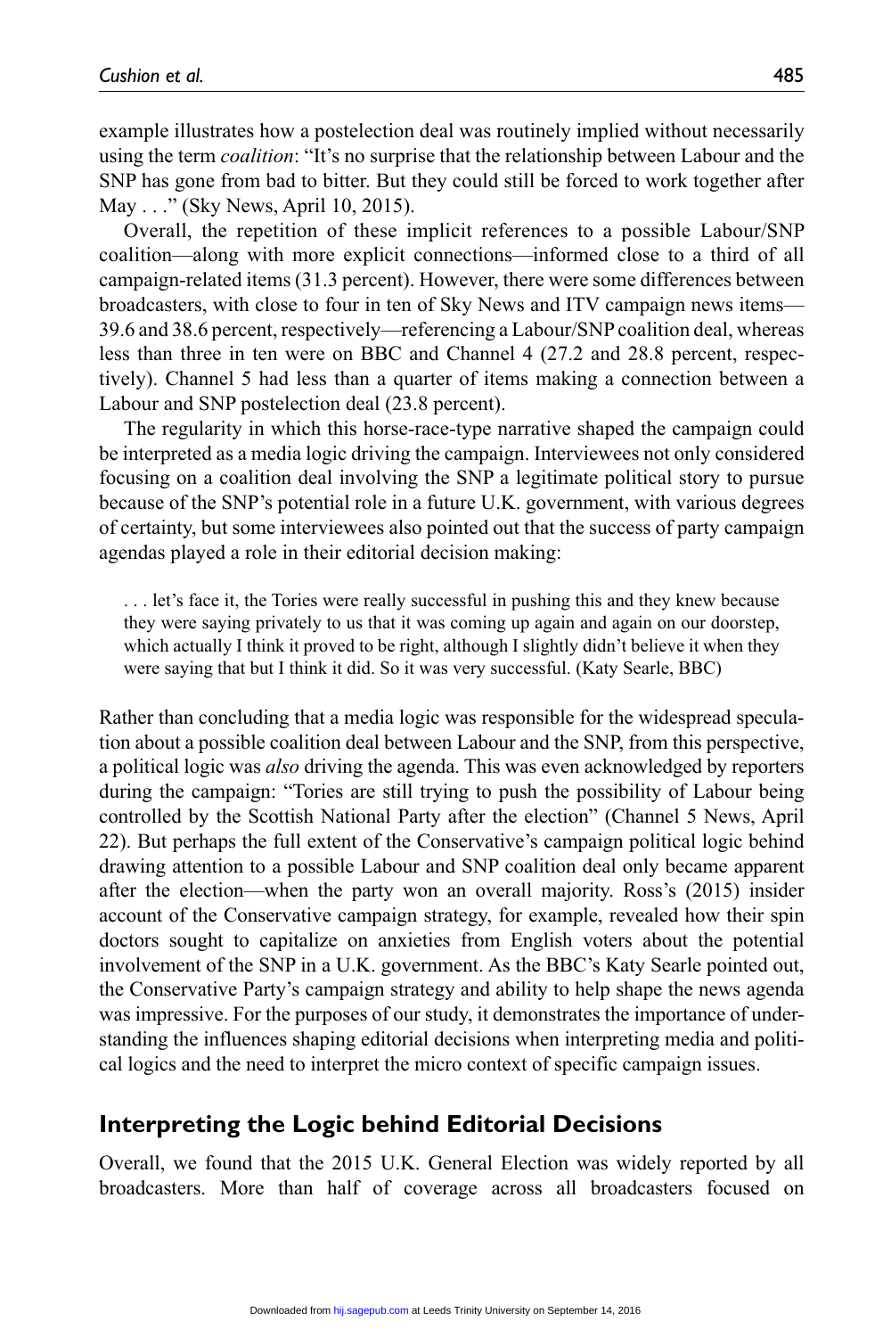example illustrates how a postelection deal was routinely implied without necessarily using the term *coalition*: "It's no surprise that the relationship between Labour and the SNP has gone from bad to bitter. But they could still be forced to work together after May . . ." (Sky News, April 10, 2015).

Overall, the repetition of these implicit references to a possible Labour/SNP coalition—along with more explicit connections—informed close to a third of all campaign-related items (31.3 percent). However, there were some differences between broadcasters, with close to four in ten of Sky News and ITV campaign news items—39.6 and 38.6 percent, respectively—referencing a Labour/SNP coalition deal, whereas less than three in ten were on BBC and Channel 4 (27.2 and 28.8 percent, respectively). Channel 5 had less than a quarter of items making a connection between a Labour and SNP postelection deal (23.8 percent).

The regularity in which this horse-race-type narrative shaped the campaign could be interpreted as a media logic driving the campaign. Interviewees not only considered focusing on a coalition deal involving the SNP a legitimate political story to pursue because of the SNP's potential role in a future U.K. government, with various degrees of certainty, but some interviewees also pointed out that the success of party campaign agendas played a role in their editorial decision making:

> . . . let's face it, the Tories were really successful in pushing this and they knew because they were saying privately to us that it was coming up again and again on our doorstep, which actually I think it proved to be right, although I slightly didn't believe it when they were saying that but I think it did. So it was very successful. (Katy Searle, BBC)

Rather than concluding that a media logic was responsible for the widespread speculation about a possible coalition deal between Labour and the SNP, from this perspective, a political logic was *also* driving the agenda. This was even acknowledged by reporters during the campaign: "Tories are still trying to push the possibility of Labour being controlled by the Scottish National Party after the election" (Channel 5 News, April 22). But perhaps the full extent of the Conservative's campaign political logic behind drawing attention to a possible Labour and SNP coalition deal only became apparent after the election—when the party won an overall majority. Ross's (2015) insider account of the Conservative campaign strategy, for example, revealed how their spin doctors sought to capitalize on anxieties from English voters about the potential involvement of the SNP in a U.K. government. As the BBC's Katy Searle pointed out, the Conservative Party's campaign strategy and ability to help shape the news agenda was impressive. For the purposes of our study, it demonstrates the importance of understanding the influences shaping editorial decisions when interpreting media and political logics and the need to interpret the micro context of specific campaign issues.

## Interpreting the Logic behind Editorial Decisions

Overall, we found that the 2015 U.K. General Election was widely reported by all broadcasters. More than half of coverage across all broadcasters focused on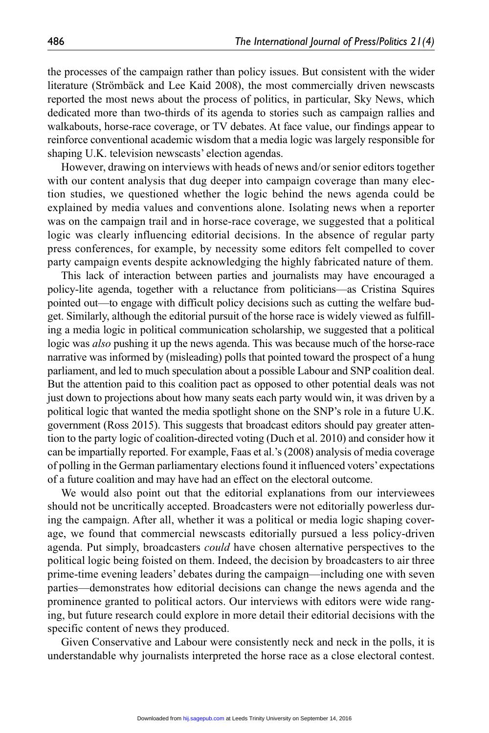the processes of the campaign rather than policy issues. But consistent with the wider literature (Strömbäck and Lee Kaid 2008), the most commercially driven newscasts reported the most news about the process of politics, in particular, Sky News, which dedicated more than two-thirds of its agenda to stories such as campaign rallies and walkabouts, horse-race coverage, or TV debates. At face value, our findings appear to reinforce conventional academic wisdom that a media logic was largely responsible for shaping U.K. television newscasts' election agendas.

However, drawing on interviews with heads of news and/or senior editors together with our content analysis that dug deeper into campaign coverage than many election studies, we questioned whether the logic behind the news agenda could be explained by media values and conventions alone. Isolating news when a reporter was on the campaign trail and in horse-race coverage, we suggested that a political logic was clearly influencing editorial decisions. In the absence of regular party press conferences, for example, by necessity some editors felt compelled to cover party campaign events despite acknowledging the highly fabricated nature of them.

This lack of interaction between parties and journalists may have encouraged a policy-lite agenda, together with a reluctance from politicians—as Cristina Squires pointed out—to engage with difficult policy decisions such as cutting the welfare budget. Similarly, although the editorial pursuit of the horse race is widely viewed as fulfilling a media logic in political communication scholarship, we suggested that a political logic was *also* pushing it up the news agenda. This was because much of the horse-race narrative was informed by (misleading) polls that pointed toward the prospect of a hung parliament, and led to much speculation about a possible Labour and SNP coalition deal. But the attention paid to this coalition pact as opposed to other potential deals was not just down to projections about how many seats each party would win, it was driven by a political logic that wanted the media spotlight shone on the SNP's role in a future U.K. government (Ross 2015). This suggests that broadcast editors should pay greater attention to the party logic of coalition-directed voting (Duch et al. 2010) and consider how it can be impartially reported. For example, Faas et al.'s (2008) analysis of media coverage of polling in the German parliamentary elections found it influenced voters' expectations of a future coalition and may have had an effect on the electoral outcome.

We would also point out that the editorial explanations from our interviewees should not be uncritically accepted. Broadcasters were not editorially powerless during the campaign. After all, whether it was a political or media logic shaping coverage, we found that commercial newscasts editorially pursued a less policy-driven agenda. Put simply, broadcasters *could* have chosen alternative perspectives to the political logic being foisted on them. Indeed, the decision by broadcasters to air three prime-time evening leaders' debates during the campaign—including one with seven parties—demonstrates how editorial decisions can change the news agenda and the prominence granted to political actors. Our interviews with editors were wide ranging, but future research could explore in more detail their editorial decisions with the specific content of news they produced.

Given Conservative and Labour were consistently neck and neck in the polls, it is understandable why journalists interpreted the horse race as a close electoral contest.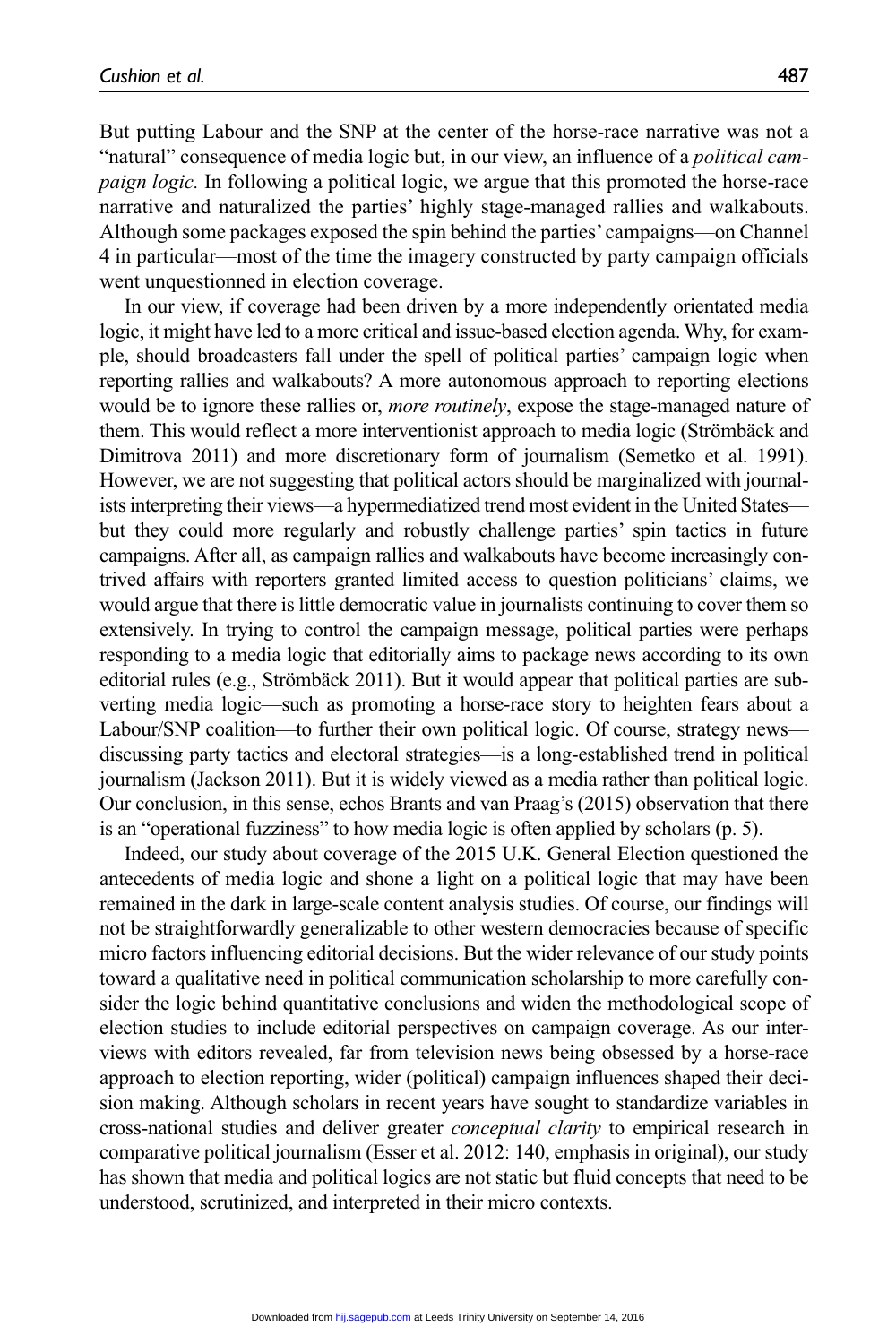But putting Labour and the SNP at the center of the horse-race narrative was not a "natural" consequence of media logic but, in our view, an influence of a *political campaign logic.* In following a political logic, we argue that this promoted the horse-race narrative and naturalized the parties' highly stage-managed rallies and walkabouts. Although some packages exposed the spin behind the parties' campaigns—on Channel 4 in particular—most of the time the imagery constructed by party campaign officials went unquestionned in election coverage.

In our view, if coverage had been driven by a more independently orientated media logic, it might have led to a more critical and issue-based election agenda. Why, for example, should broadcasters fall under the spell of political parties' campaign logic when reporting rallies and walkabouts? A more autonomous approach to reporting elections would be to ignore these rallies or, *more routinely*, expose the stage-managed nature of them. This would reflect a more interventionist approach to media logic (Strömbäck and Dimitrova 2011) and more discretionary form of journalism (Semetko et al. 1991). However, we are not suggesting that political actors should be marginalized with journalists interpreting their views—a hypermediatized trend most evident in the United States—but they could more regularly and robustly challenge parties' spin tactics in future campaigns. After all, as campaign rallies and walkabouts have become increasingly contrived affairs with reporters granted limited access to question politicians' claims, we would argue that there is little democratic value in journalists continuing to cover them so extensively. In trying to control the campaign message, political parties were perhaps responding to a media logic that editorially aims to package news according to its own editorial rules (e.g., Strömbäck 2011). But it would appear that political parties are subverting media logic—such as promoting a horse-race story to heighten fears about a Labour/SNP coalition—to further their own political logic. Of course, strategy news—discussing party tactics and electoral strategies—is a long-established trend in political journalism (Jackson 2011). But it is widely viewed as a media rather than political logic. Our conclusion, in this sense, echos Brants and van Praag's (2015) observation that there is an "operational fuzziness" to how media logic is often applied by scholars (p. 5).

Indeed, our study about coverage of the 2015 U.K. General Election questioned the antecedents of media logic and shone a light on a political logic that may have been remained in the dark in large-scale content analysis studies. Of course, our findings will not be straightforwardly generalizable to other western democracies because of specific micro factors influencing editorial decisions. But the wider relevance of our study points toward a qualitative need in political communication scholarship to more carefully consider the logic behind quantitative conclusions and widen the methodological scope of election studies to include editorial perspectives on campaign coverage. As our interviews with editors revealed, far from television news being obsessed by a horse-race approach to election reporting, wider (political) campaign influences shaped their decision making. Although scholars in recent years have sought to standardize variables in cross-national studies and deliver greater *conceptual clarity* to empirical research in comparative political journalism (Esser et al. 2012: 140, emphasis in original), our study has shown that media and political logics are not static but fluid concepts that need to be understood, scrutinized, and interpreted in their micro contexts.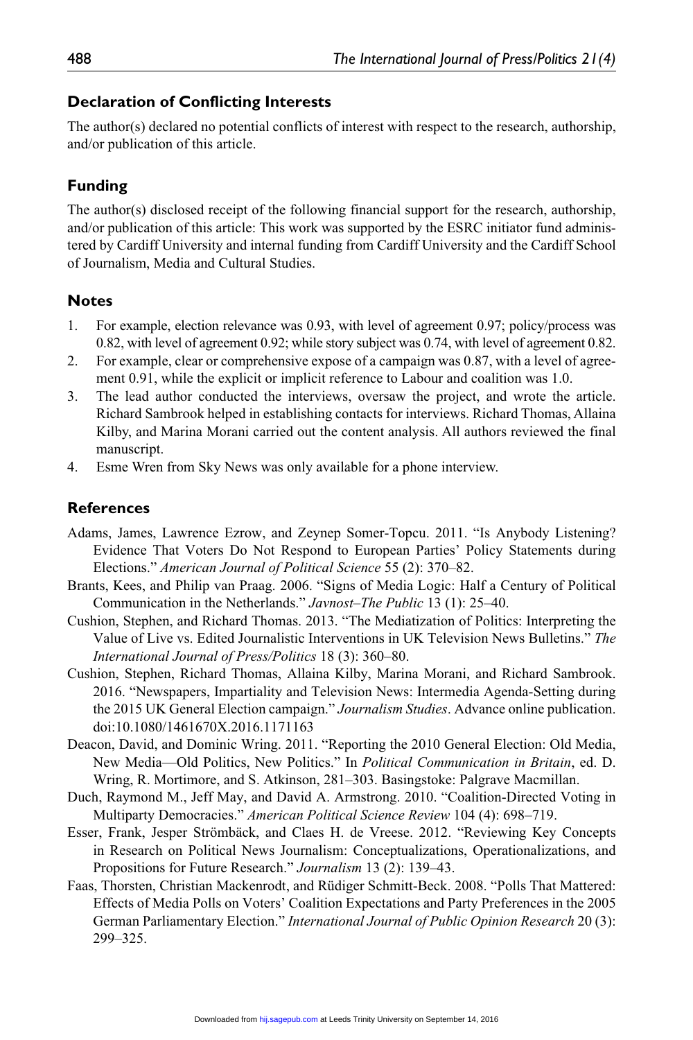## Declaration of Conflicting Interests

The author(s) declared no potential conflicts of interest with respect to the research, authorship, and/or publication of this article.

## Funding

The author(s) disclosed receipt of the following financial support for the research, authorship, and/or publication of this article: This work was supported by the ESRC initiator fund administered by Cardiff University and internal funding from Cardiff University and the Cardiff School of Journalism, Media and Cultural Studies.

## Notes

1. For example, election relevance was 0.93, with level of agreement 0.97; policy/process was 0.82, with level of agreement 0.92; while story subject was 0.74, with level of agreement 0.82.
2. For example, clear or comprehensive expose of a campaign was 0.87, with a level of agreement 0.91, while the explicit or implicit reference to Labour and coalition was 1.0.
3. The lead author conducted the interviews, oversaw the project, and wrote the article. Richard Sambrook helped in establishing contacts for interviews. Richard Thomas, Allaina Kilby, and Marina Morani carried out the content analysis. All authors reviewed the final manuscript.
4. Esme Wren from Sky News was only available for a phone interview.

## References

Adams, James, Lawrence Ezrow, and Zeynep Somer-Topcu. 2011. "Is Anybody Listening? Evidence That Voters Do Not Respond to European Parties' Policy Statements during Elections." *American Journal of Political Science* 55 (2): 370–82.

Brants, Kees, and Philip van Praag. 2006. "Signs of Media Logic: Half a Century of Political Communication in the Netherlands." *Javnost–The Public* 13 (1): 25–40.

Cushion, Stephen, and Richard Thomas. 2013. "The Mediatization of Politics: Interpreting the Value of Live vs. Edited Journalistic Interventions in UK Television News Bulletins." *The International Journal of Press/Politics* 18 (3): 360–80.

Cushion, Stephen, Richard Thomas, Allaina Kilby, Marina Morani, and Richard Sambrook. 2016. "Newspapers, Impartiality and Television News: Intermedia Agenda-Setting during the 2015 UK General Election campaign." *Journalism Studies*. Advance online publication. doi:10.1080/1461670X.2016.1171163

Deacon, David, and Dominic Wring. 2011. "Reporting the 2010 General Election: Old Media, New Media—Old Politics, New Politics." In *Political Communication in Britain*, ed. D. Wring, R. Mortimore, and S. Atkinson, 281–303. Basingstoke: Palgrave Macmillan.

Duch, Raymond M., Jeff May, and David A. Armstrong. 2010. "Coalition-Directed Voting in Multiparty Democracies." *American Political Science Review* 104 (4): 698–719.

Esser, Frank, Jesper Strömbäck, and Claes H. de Vreese. 2012. "Reviewing Key Concepts in Research on Political News Journalism: Conceptualizations, Operationalizations, and Propositions for Future Research." *Journalism* 13 (2): 139–43.

Faas, Thorsten, Christian Mackenrodt, and Rüdiger Schmitt-Beck. 2008. "Polls That Mattered: Effects of Media Polls on Voters' Coalition Expectations and Party Preferences in the 2005 German Parliamentary Election." *International Journal of Public Opinion Research* 20 (3): 299–325.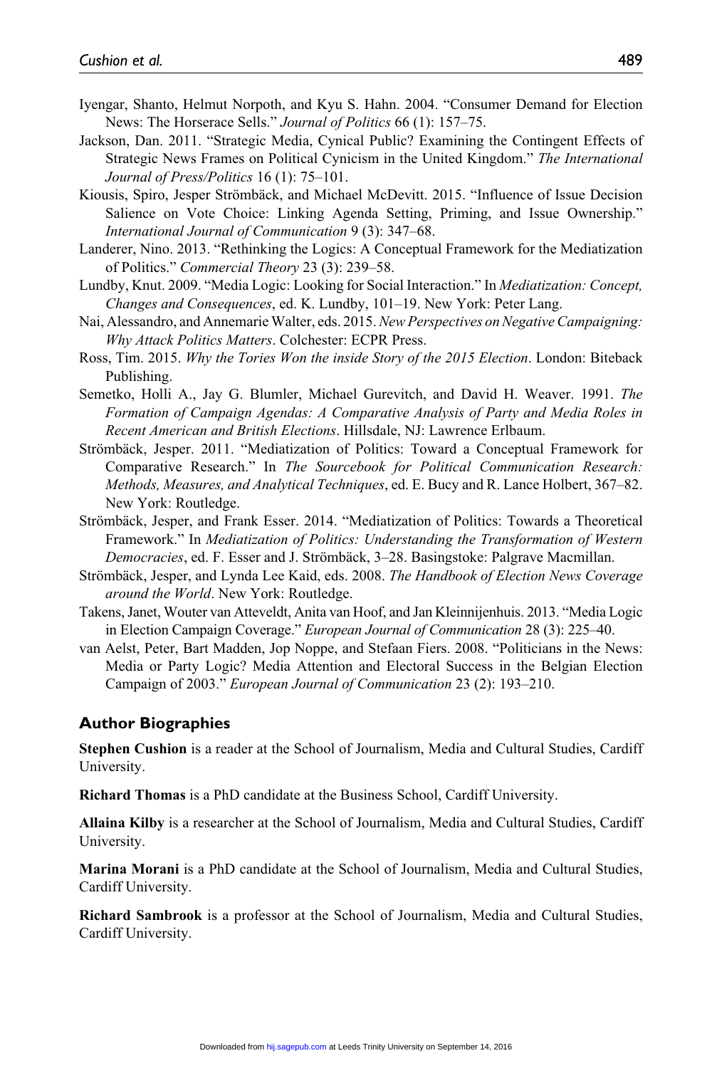Iyengar, Shanto, Helmut Norpoth, and Kyu S. Hahn. 2004. "Consumer Demand for Election News: The Horserace Sells." *Journal of Politics* 66 (1): 157–75.

Jackson, Dan. 2011. "Strategic Media, Cynical Public? Examining the Contingent Effects of Strategic News Frames on Political Cynicism in the United Kingdom." *The International Journal of Press/Politics* 16 (1): 75–101.

Kiousis, Spiro, Jesper Strömbäck, and Michael McDevitt. 2015. "Influence of Issue Decision Salience on Vote Choice: Linking Agenda Setting, Priming, and Issue Ownership." *International Journal of Communication* 9 (3): 347–68.

Landerer, Nino. 2013. "Rethinking the Logics: A Conceptual Framework for the Mediatization of Politics." *Commercial Theory* 23 (3): 239–58.

Lundby, Knut. 2009. "Media Logic: Looking for Social Interaction." In *Mediatization: Concept, Changes and Consequences*, ed. K. Lundby, 101–19. New York: Peter Lang.

Nai, Alessandro, and Annemarie Walter, eds. 2015. *New Perspectives on Negative Campaigning: Why Attack Politics Matters*. Colchester: ECPR Press.

Ross, Tim. 2015. *Why the Tories Won the inside Story of the 2015 Election*. London: Biteback Publishing.

Semetko, Holli A., Jay G. Blumler, Michael Gurevitch, and David H. Weaver. 1991. *The Formation of Campaign Agendas: A Comparative Analysis of Party and Media Roles in Recent American and British Elections*. Hillsdale, NJ: Lawrence Erlbaum.

Strömbäck, Jesper. 2011. "Mediatization of Politics: Toward a Conceptual Framework for Comparative Research." In *The Sourcebook for Political Communication Research: Methods, Measures, and Analytical Techniques*, ed. E. Bucy and R. Lance Holbert, 367–82. New York: Routledge.

Strömbäck, Jesper, and Frank Esser. 2014. "Mediatization of Politics: Towards a Theoretical Framework." In *Mediatization of Politics: Understanding the Transformation of Western Democracies*, ed. F. Esser and J. Strömbäck, 3–28. Basingstoke: Palgrave Macmillan.

Strömbäck, Jesper, and Lynda Lee Kaid, eds. 2008. *The Handbook of Election News Coverage around the World*. New York: Routledge.

Takens, Janet, Wouter van Atteveldt, Anita van Hoof, and Jan Kleinnijenhuis. 2013. "Media Logic in Election Campaign Coverage." *European Journal of Communication* 28 (3): 225–40.

van Aelst, Peter, Bart Madden, Jop Noppe, and Stefaan Fiers. 2008. "Politicians in the News: Media or Party Logic? Media Attention and Electoral Success in the Belgian Election Campaign of 2003." *European Journal of Communication* 23 (2): 193–210.

## Author Biographies

**Stephen Cushion** is a reader at the School of Journalism, Media and Cultural Studies, Cardiff University.

**Richard Thomas** is a PhD candidate at the Business School, Cardiff University.

**Allaina Kilby** is a researcher at the School of Journalism, Media and Cultural Studies, Cardiff University.

**Marina Morani** is a PhD candidate at the School of Journalism, Media and Cultural Studies, Cardiff University.

**Richard Sambrook** is a professor at the School of Journalism, Media and Cultural Studies, Cardiff University.